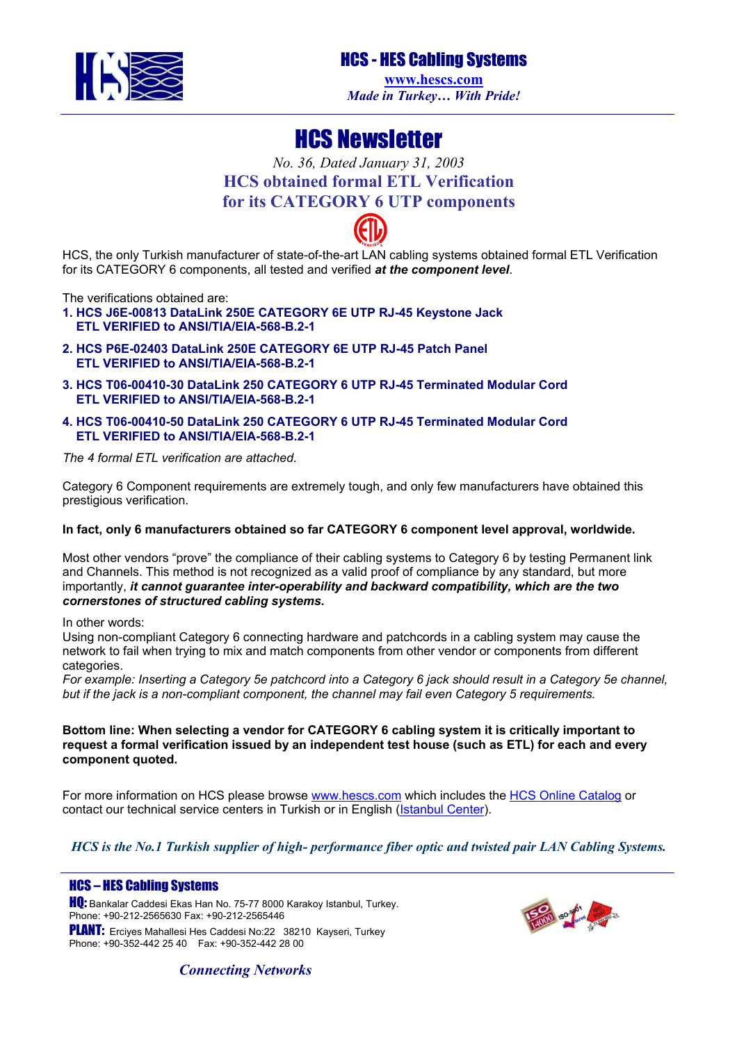# HCS - HES Cabling Systems

www.hescs.com

*Made in Turkey… With Pride!*

# HCS Newsletter

*No. 36, Dated January 31, 2003*

## HCS obtained formal ETL Verification for its CATEGORY 6 UTP components

HCS, the only Turkish manufacturer of state-of-the-art LAN cabling systems obtained formal ETL Verification for its CATEGORY 6 components, all tested and verified ***at the component level***.

The verifications obtained are:

1. **HCS J6E-00813 DataLink 250E CATEGORY 6E UTP RJ-45 Keystone Jack**
   **ETL VERIFIED to ANSI/TIA/EIA-568-B.2-1**
2. **HCS P6E-02403 DataLink 250E CATEGORY 6E UTP RJ-45 Patch Panel**
   **ETL VERIFIED to ANSI/TIA/EIA-568-B.2-1**
3. **HCS T06-00410-30 DataLink 250 CATEGORY 6 UTP RJ-45 Terminated Modular Cord**
   **ETL VERIFIED to ANSI/TIA/EIA-568-B.2-1**
4. **HCS T06-00410-50 DataLink 250 CATEGORY 6 UTP RJ-45 Terminated Modular Cord**
   **ETL VERIFIED to ANSI/TIA/EIA-568-B.2-1**

*The 4 formal ETL verification are attached.*

Category 6 Component requirements are extremely tough, and only few manufacturers have obtained this prestigious verification.

**In fact, only 6 manufacturers obtained so far CATEGORY 6 component level approval, worldwide.**

Most other vendors "prove" the compliance of their cabling systems to Category 6 by testing Permanent link and Channels. This method is not recognized as a valid proof of compliance by any standard, but more importantly, ***it cannot guarantee inter-operability and backward compatibility, which are the two cornerstones of structured cabling systems.***

In other words:
Using non-compliant Category 6 connecting hardware and patchcords in a cabling system may cause the network to fail when trying to mix and match components from other vendor or components from different categories.
*For example: Inserting a Category 5e patchcord into a Category 6 jack should result in a Category 5e channel, but if the jack is a non-compliant component, the channel may fail even Category 5 requirements.*

**Bottom line: When selecting a vendor for CATEGORY 6 cabling system it is critically important to request a formal verification issued by an independent test house (such as ETL) for each and every component quoted.**

For more information on HCS please browse www.hescs.com which includes the HCS Online Catalog or contact our technical service centers in Turkish or in English (Istanbul Center).

*HCS is the No.1 Turkish supplier of high- performance fiber optic and twisted pair LAN Cabling Systems.*

**HCS – HES Cabling Systems**

**HQ:** Bankalar Caddesi Ekas Han No. 75-77 8000 Karakoy Istanbul, Turkey.
Phone: +90-212-2565630 Fax: +90-212-2565446

**PLANT:** Erciyes Mahallesi Hes Caddesi No:22 38210 Kayseri, Turkey
Phone: +90-352-442 25 40 Fax: +90-352-442 28 00

*Connecting Networks*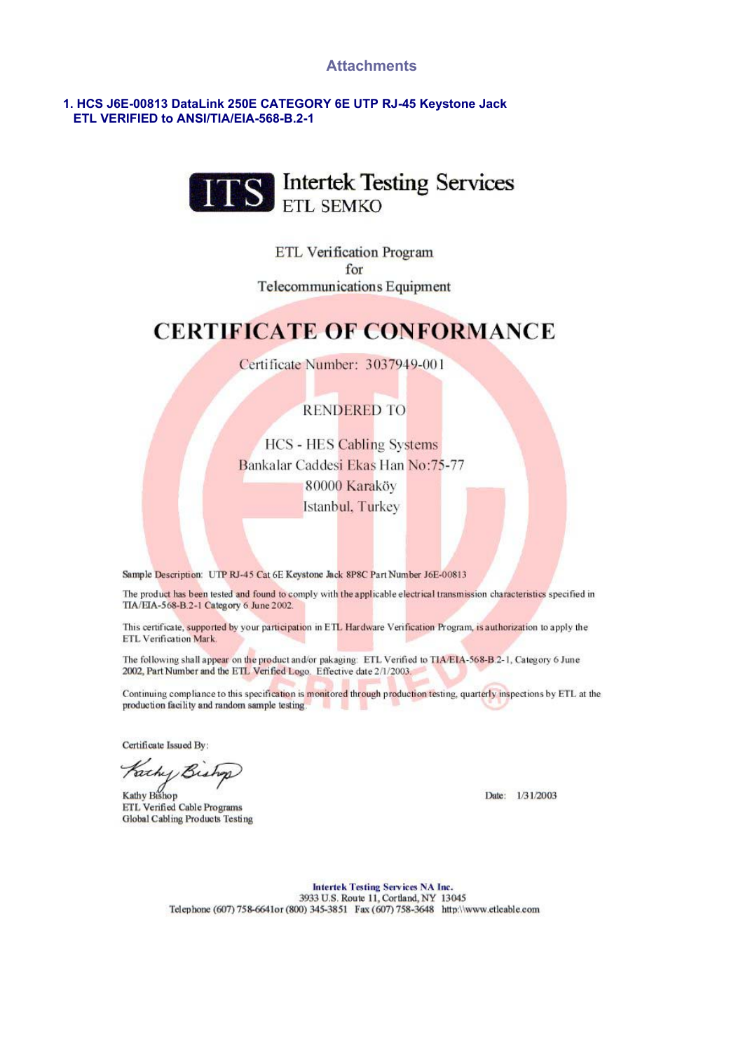## Attachments

**1. HCS J6E-00813 DataLink 250E CATEGORY 6E UTP RJ-45 Keystone Jack ETL VERIFIED to ANSI/TIA/EIA-568-B.2-1**

ITS Intertek Testing Services
ETL SEMKO

ETL Verification Program
for
Telecommunications Equipment

# CERTIFICATE OF CONFORMANCE

Certificate Number: 3037949-001

RENDERED TO

HCS - HES Cabling Systems
Bankalar Caddesi Ekas Han No:75-77
80000 Karaköy
Istanbul, Turkey

Sample Description: UTP RJ-45 Cat 6E Keystone Jack 8P8C Part Number J6E-00813

The product has been tested and found to comply with the applicable electrical transmission characteristics specified in TIA/EIA-568-B.2-1 Category 6 June 2002.

This certificate, supported by your participation in ETL Hardware Verification Program, is authorization to apply the ETL Verification Mark.

The following shall appear on the product and/or pakaging: ETL Verified to TIA/EIA-568-B.2-1, Category 6 June 2002, Part Number and the ETL Verified Logo. Effective date 2/1/2003.

Continuing compliance to this specification is monitored through production testing, quarterly inspections by ETL at the production facility and random sample testing.

Certificate Issued By:

Kathy Bishop
ETL Verified Cable Programs
Global Cabling Products Testing

Date: 1/31/2003

**Intertek Testing Services NA Inc.**
3933 U.S. Route 11, Cortland, NY 13045
Telephone (607) 758-6641or (800) 345-3851 Fax (607) 758-3648 http:\\www.etlcable.com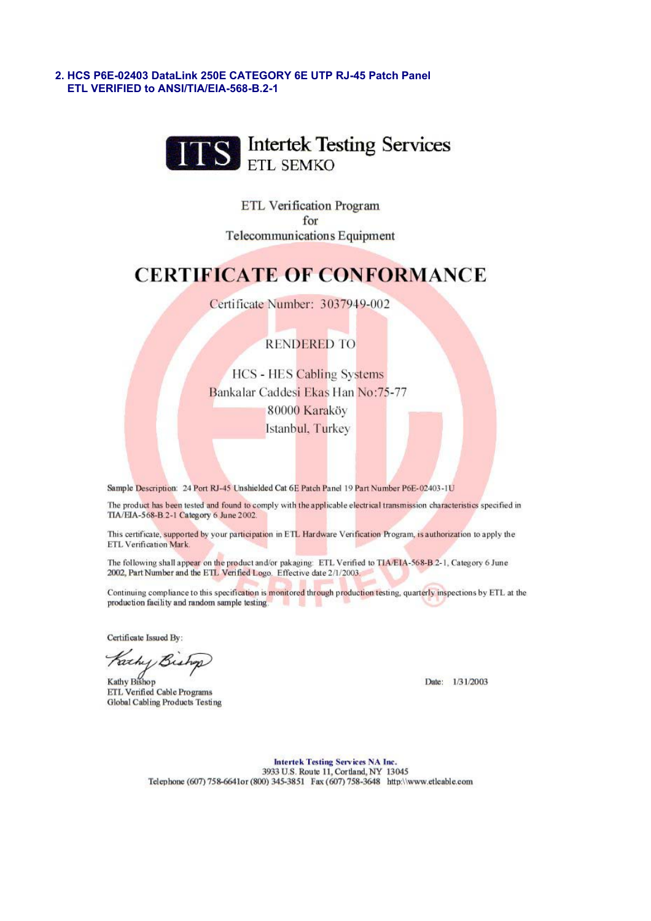**2. HCS P6E-02403 DataLink 250E CATEGORY 6E UTP RJ-45 Patch Panel**
**ETL VERIFIED to ANSI/TIA/EIA-568-B.2-1**

ITS Intertek Testing Services
ETL SEMKO

ETL Verification Program
for
Telecommunications Equipment

# CERTIFICATE OF CONFORMANCE

Certificate Number: 3037949-002

RENDERED TO

HCS - HES Cabling Systems
Bankalar Caddesi Ekas Han No:75-77
80000 Karaköy
Istanbul, Turkey

Sample Description: 24 Port RJ-45 Unshielded Cat 6E Patch Panel 19 Part Number P6E-02403-1U

The product has been tested and found to comply with the applicable electrical transmission characteristics specified in TIA/EIA-568-B.2-1 Category 6 June 2002.

This certificate, supported by your participation in ETL Hardware Verification Program, is authorization to apply the ETL Verification Mark.

The following shall appear on the product and/or pakaging: ETL Verified to TIA/EIA-568-B 2-1, Category 6 June 2002, Part Number and the ETL Verified Logo. Effective date 2/1/2003.

Continuing compliance to this specification is monitored through production testing, quarterly inspections by ETL at the production facility and random sample testing.

Certificate Issued By:

Kathy Bishop
ETL Verified Cable Programs
Global Cabling Products Testing

Date: 1/31/2003

**Intertek Testing Services NA Inc.**
3933 U.S. Route 11, Cortland, NY 13045
Telephone (607) 758-6641or (800) 345-3851 Fax (607) 758-3648 http:\\www.etlcable.com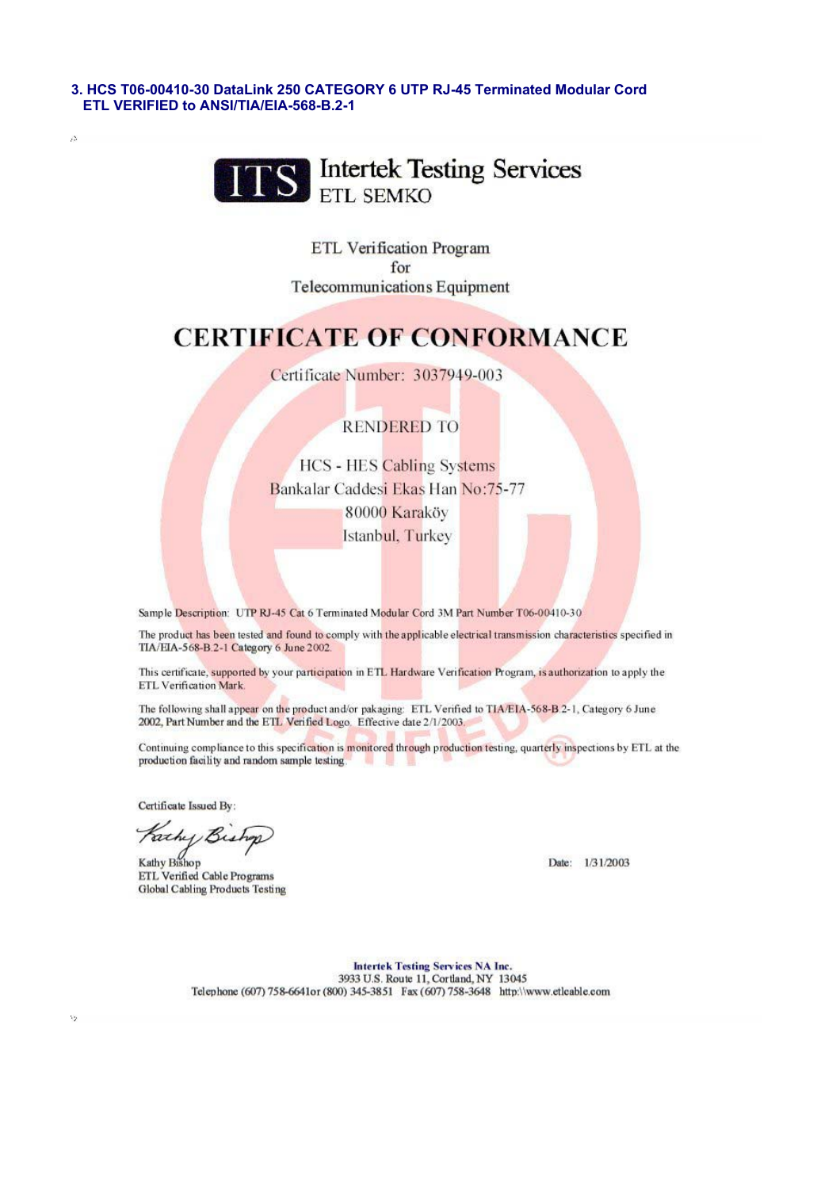### 3. HCS T06-00410-30 DataLink 250 CATEGORY 6 UTP RJ-45 Terminated Modular Cord ETL VERIFIED to ANSI/TIA/EIA-568-B.2-1

**ITS** Intertek Testing Services
ETL SEMKO

ETL Verification Program
for
Telecommunications Equipment

# CERTIFICATE OF CONFORMANCE

Certificate Number: 3037949-003

RENDERED TO

HCS - HES Cabling Systems
Bankalar Caddesi Ekas Han No:75-77
80000 Karaköy
Istanbul, Turkey

Sample Description: UTP RJ-45 Cat 6 Terminated Modular Cord 3M Part Number T06-00410-30

The product has been tested and found to comply with the applicable electrical transmission characteristics specified in TIA/EIA-568-B.2-1 Category 6 June 2002.

This certificate, supported by your participation in ETL Hardware Verification Program, is authorization to apply the ETL Verification Mark.

The following shall appear on the product and/or pakaging: ETL Verified to TIA/EIA-568-B.2-1, Category 6 June 2002, Part Number and the ETL Verified Logo. Effective date 2/1/2003.

Continuing compliance to this specification is monitored through production testing, quarterly inspections by ETL at the production facility and random sample testing.

Certificate Issued By:

Kathy Bishop
ETL Verified Cable Programs
Global Cabling Products Testing

Date: 1/31/2003

**Intertek Testing Services NA Inc.**
3933 U.S. Route 11, Cortland, NY 13045
Telephone (607) 758-6641or (800) 345-3851 Fax (607) 758-3648 http:\\www.etlcable.com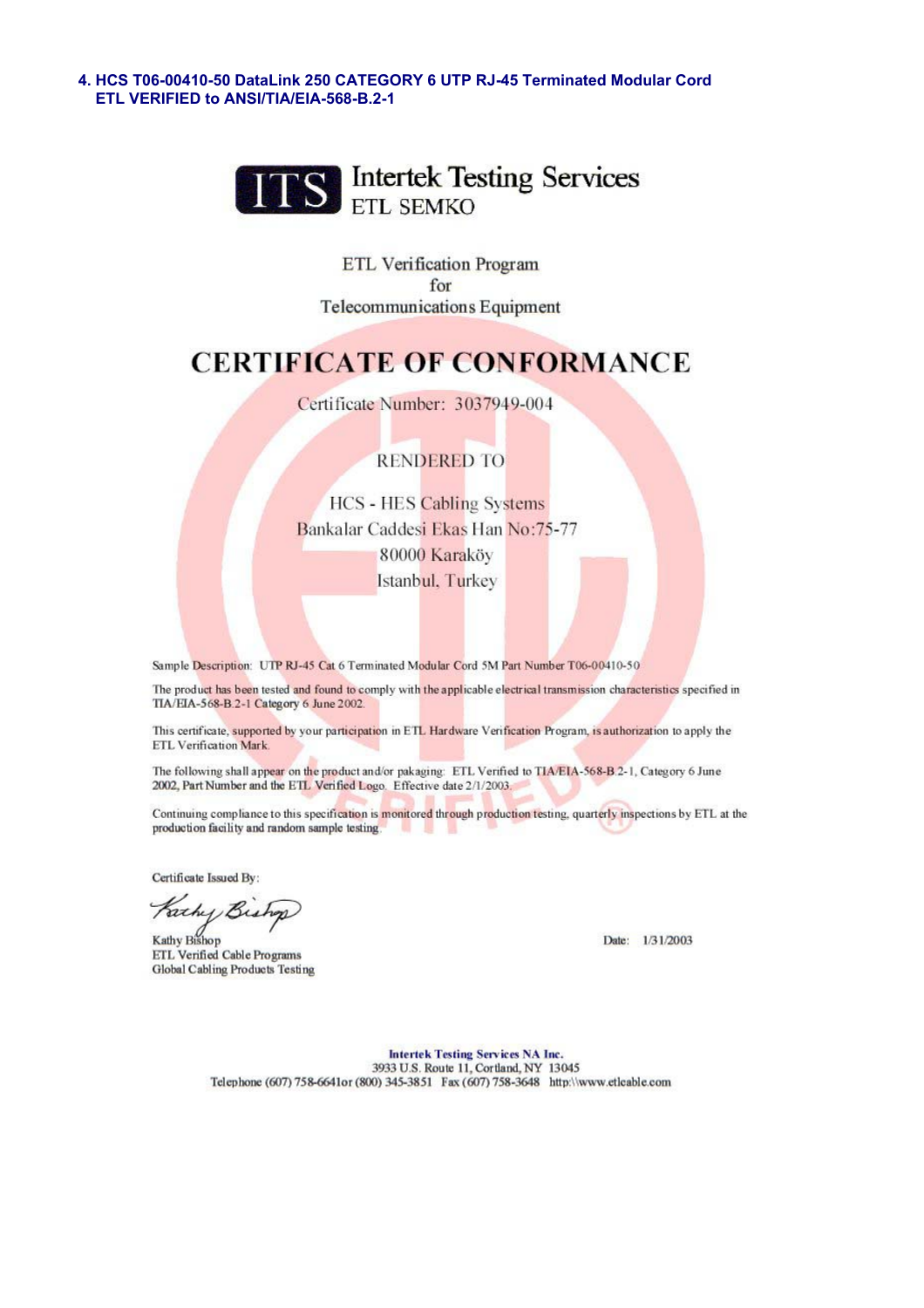**4. HCS T06-00410-50 DataLink 250 CATEGORY 6 UTP RJ-45 Terminated Modular Cord**
**ETL VERIFIED to ANSI/TIA/EIA-568-B.2-1**

ITS Intertek Testing Services
ETL SEMKO

ETL Verification Program
for
Telecommunications Equipment

# CERTIFICATE OF CONFORMANCE

Certificate Number: 3037949-004

RENDERED TO

HCS - HES Cabling Systems
Bankalar Caddesi Ekas Han No:75-77
80000 Karaköy
Istanbul, Turkey

Sample Description: UTP RJ-45 Cat 6 Terminated Modular Cord 5M Part Number T06-00410-50

The product has been tested and found to comply with the applicable electrical transmission characteristics specified in TIA/EIA-568-B.2-1 Category 6 June 2002.

This certificate, supported by your participation in ETL Hardware Verification Program, is authorization to apply the ETL Verification Mark.

The following shall appear on the product and/or pakaging: ETL Verified to TIA/EIA-568-B 2-1, Category 6 June 2002, Part Number and the ETL Verified Logo. Effective date 2/1/2003.

Continuing compliance to this specification is monitored through production testing, quarterly inspections by ETL at the production facility and random sample testing.

Certificate Issued By:

Kathy Bishop
ETL Verified Cable Programs
Global Cabling Products Testing

Date: 1/31/2003

**Intertek Testing Services NA Inc.**
3933 U.S. Route 11, Cortland, NY 13045
Telephone (607) 758-6641or (800) 345-3851 Fax (607) 758-3648 http:\\www.etlcable.com